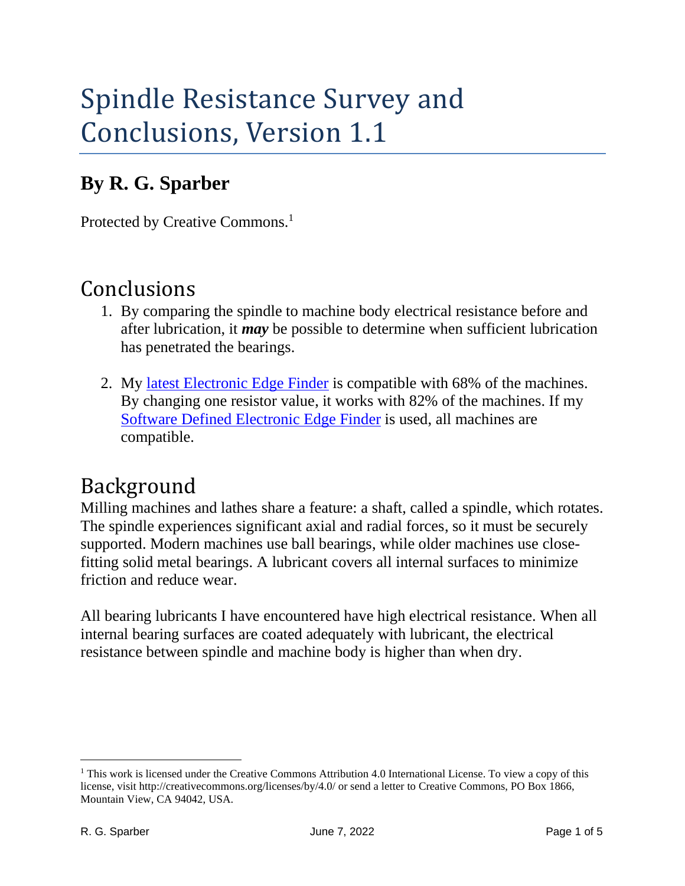# Spindle Resistance Survey and Conclusions, Version 1.1

## By R. G. Sparber

Protected by Creative Commons.[1]

## Conclusions

1. By comparing the spindle to machine body electrical resistance before and after lubrication, it ***may*** be possible to determine when sufficient lubrication has penetrated the bearings.

2. My latest Electronic Edge Finder is compatible with 68% of the machines. By changing one resistor value, it works with 82% of the machines. If my Software Defined Electronic Edge Finder is used, all machines are compatible.

## Background

Milling machines and lathes share a feature: a shaft, called a spindle, which rotates. The spindle experiences significant axial and radial forces, so it must be securely supported. Modern machines use ball bearings, while older machines use close-fitting solid metal bearings. A lubricant covers all internal surfaces to minimize friction and reduce wear.

All bearing lubricants I have encountered have high electrical resistance. When all internal bearing surfaces are coated adequately with lubricant, the electrical resistance between spindle and machine body is higher than when dry.

[1] This work is licensed under the Creative Commons Attribution 4.0 International License. To view a copy of this license, visit http://creativecommons.org/licenses/by/4.0/ or send a letter to Creative Commons, PO Box 1866, Mountain View, CA 94042, USA.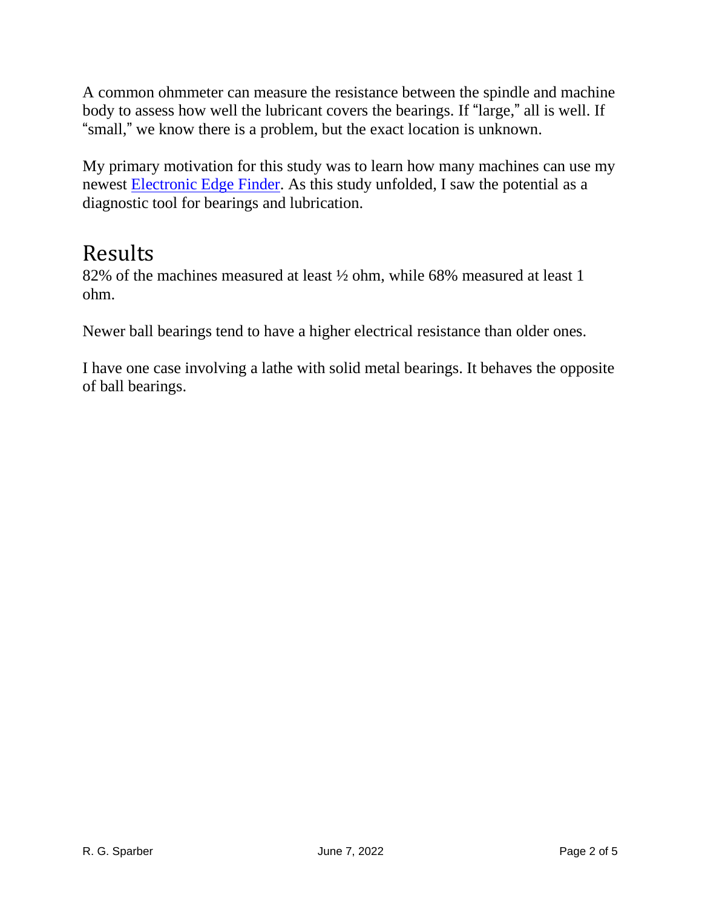A common ohmmeter can measure the resistance between the spindle and machine body to assess how well the lubricant covers the bearings. If "large," all is well. If "small," we know there is a problem, but the exact location is unknown.

My primary motivation for this study was to learn how many machines can use my newest Electronic Edge Finder. As this study unfolded, I saw the potential as a diagnostic tool for bearings and lubrication.

# Results

82% of the machines measured at least ½ ohm, while 68% measured at least 1 ohm.

Newer ball bearings tend to have a higher electrical resistance than older ones.

I have one case involving a lathe with solid metal bearings. It behaves the opposite of ball bearings.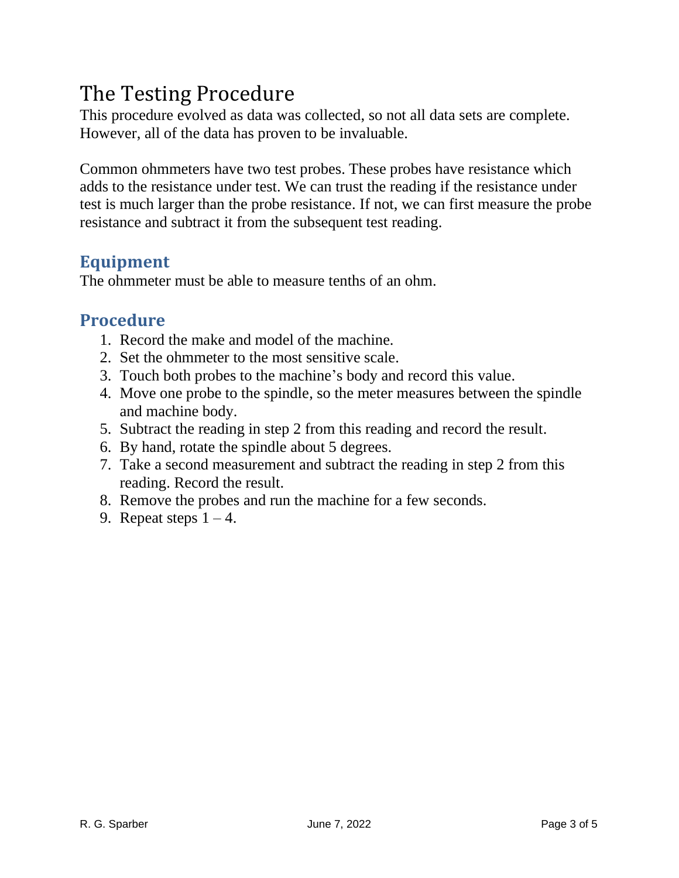# The Testing Procedure

This procedure evolved as data was collected, so not all data sets are complete. However, all of the data has proven to be invaluable.

Common ohmmeters have two test probes. These probes have resistance which adds to the resistance under test. We can trust the reading if the resistance under test is much larger than the probe resistance. If not, we can first measure the probe resistance and subtract it from the subsequent test reading.

## Equipment

The ohmmeter must be able to measure tenths of an ohm.

## Procedure

1. Record the make and model of the machine.
2. Set the ohmmeter to the most sensitive scale.
3. Touch both probes to the machine's body and record this value.
4. Move one probe to the spindle, so the meter measures between the spindle and machine body.
5. Subtract the reading in step 2 from this reading and record the result.
6. By hand, rotate the spindle about 5 degrees.
7. Take a second measurement and subtract the reading in step 2 from this reading. Record the result.
8. Remove the probes and run the machine for a few seconds.
9. Repeat steps 1 – 4.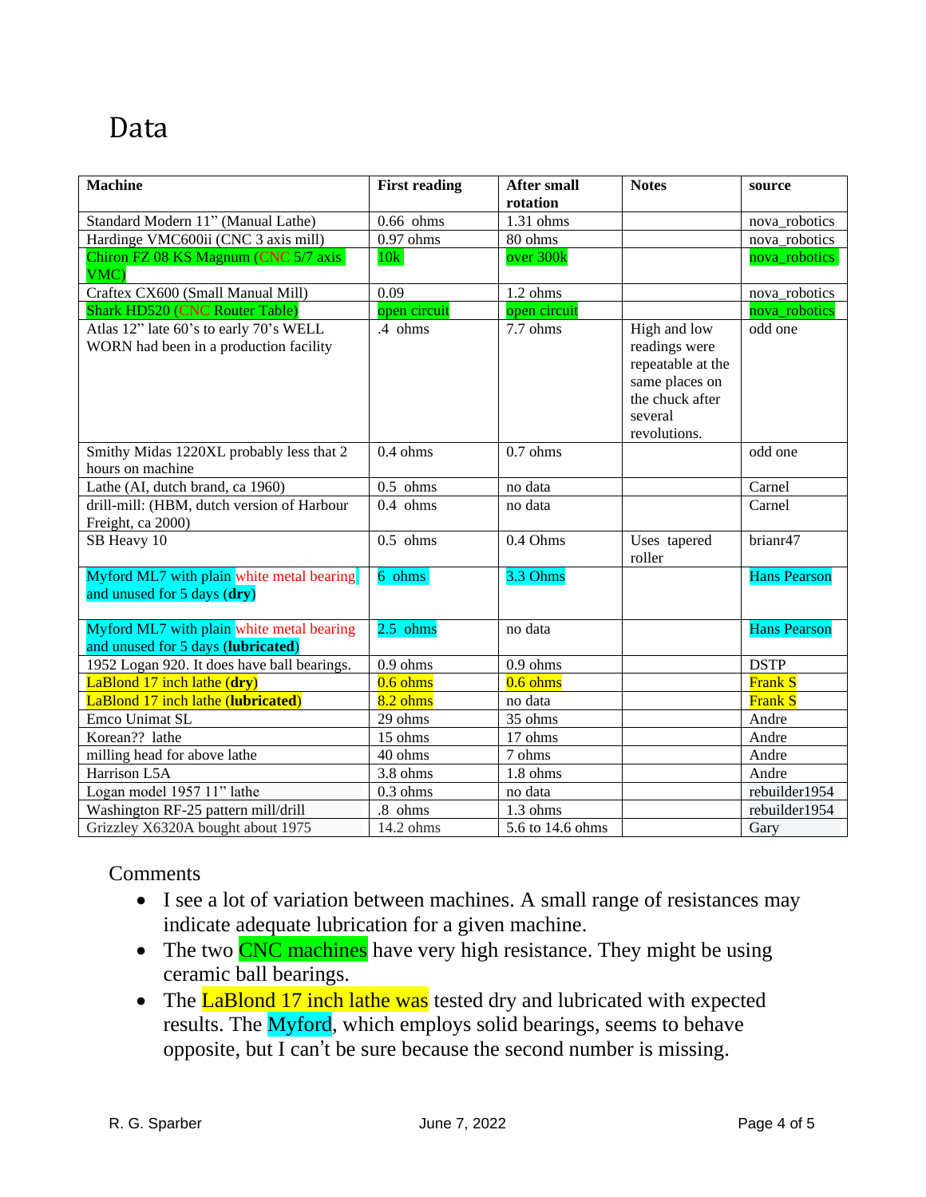# Data

| Machine | First reading | After small rotation | Notes | source |
|---|---|---|---|---|
| Standard Modern 11" (Manual Lathe) | 0.66 ohms | 1.31 ohms | | nova_robotics |
| Hardinge VMC600ii (CNC 3 axis mill) | 0.97 ohms | 80 ohms | | nova_robotics |
| Chiron FZ 08 KS Magnum (CNC 5/7 axis VMC) | 10k | over 300k | | nova_robotics |
| Craftex CX600 (Small Manual Mill) | 0.09 | 1.2 ohms | | nova_robotics |
| Shark HD520 (CNC Router Table) | open circuit | open circuit | | nova_robotics |
| Atlas 12" late 60's to early 70's WELL WORN had been in a production facility | .4 ohms | 7.7 ohms | High and low readings were repeatable at the same places on the chuck after several revolutions. | odd one |
| Smithy Midas 1220XL probably less that 2 hours on machine | 0.4 ohms | 0.7 ohms | | odd one |
| Lathe (AI, dutch brand, ca 1960) | 0.5 ohms | no data | | Carnel |
| drill-mill: (HBM, dutch version of Harbour Freight, ca 2000) | 0.4 ohms | no data | | Carnel |
| SB Heavy 10 | 0.5 ohms | 0.4 Ohms | Uses tapered roller | brianr47 |
| Myford ML7 with plain white metal bearing and unused for 5 days (**dry**) | 6 ohms | 3.3 Ohms | | Hans Pearson |
| Myford ML7 with plain white metal bearing and unused for 5 days (**lubricated**) | 2.5 ohms | no data | | Hans Pearson |
| 1952 Logan 920. It does have ball bearings. | 0.9 ohms | 0.9 ohms | | DSTP |
| LaBlond 17 inch lathe (**dry**) | 0.6 ohms | 0.6 ohms | | Frank S |
| LaBlond 17 inch lathe (**lubricated**) | 8.2 ohms | no data | | Frank S |
| Emco Unimat SL | 29 ohms | 35 ohms | | Andre |
| Korean?? lathe | 15 ohms | 17 ohms | | Andre |
| milling head for above lathe | 40 ohms | 7 ohms | | Andre |
| Harrison L5A | 3.8 ohms | 1.8 ohms | | Andre |
| Logan model 1957 11" lathe | 0.3 ohms | no data | | rebuilder1954 |
| Washington RF-25 pattern mill/drill | .8 ohms | 1.3 ohms | | rebuilder1954 |
| Grizzley X6320A bought about 1975 | 14.2 ohms | 5.6 to 14.6 ohms | | Gary |

## Comments

- I see a lot of variation between machines. A small range of resistances may indicate adequate lubrication for a given machine.
- The two CNC machines have very high resistance. They might be using ceramic ball bearings.
- The LaBlond 17 inch lathe was tested dry and lubricated with expected results. The Myford, which employs solid bearings, seems to behave opposite, but I can't be sure because the second number is missing.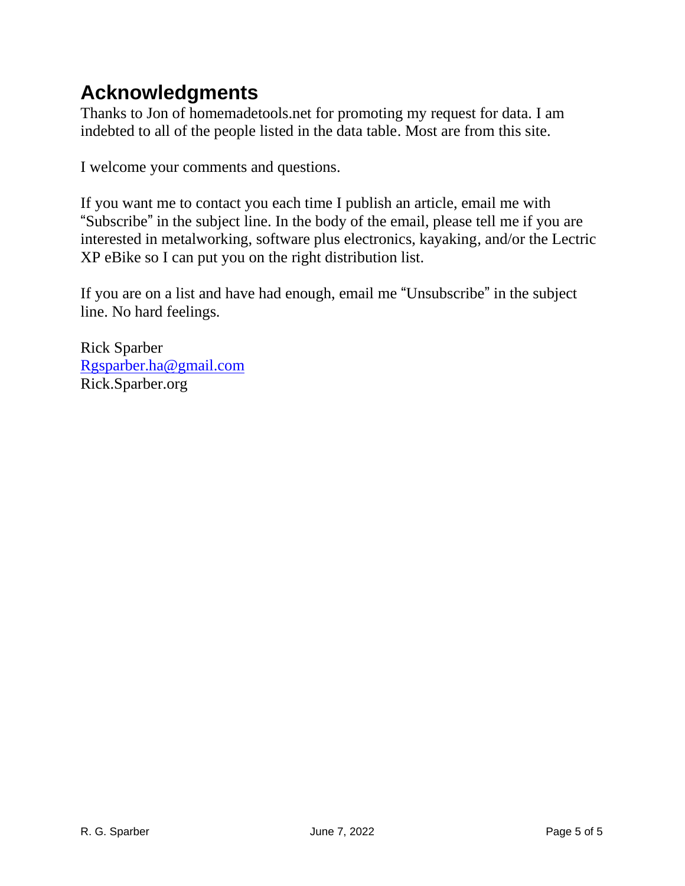## Acknowledgments

Thanks to Jon of homemadetools.net for promoting my request for data. I am indebted to all of the people listed in the data table. Most are from this site.

I welcome your comments and questions.

If you want me to contact you each time I publish an article, email me with "Subscribe" in the subject line. In the body of the email, please tell me if you are interested in metalworking, software plus electronics, kayaking, and/or the Lectric XP eBike so I can put you on the right distribution list.

If you are on a list and have had enough, email me "Unsubscribe" in the subject line. No hard feelings.

Rick Sparber
Rgsparber.ha@gmail.com
Rick.Sparber.org